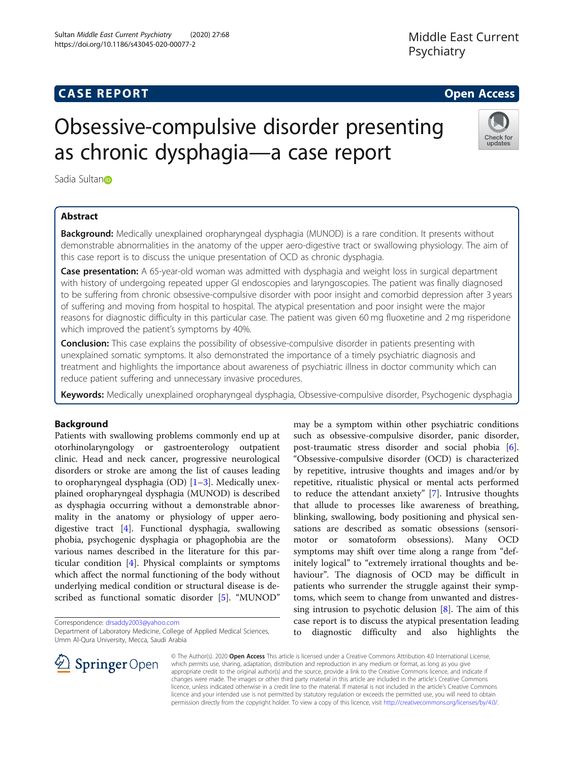CASE REPORT

Open Access

# Obsessive-compulsive disorder presenting as chronic dysphagia—a case report

Sadia Sultan

## Abstract

**Background:** Medically unexplained oropharyngeal dysphagia (MUNOD) is a rare condition. It presents without demonstrable abnormalities in the anatomy of the upper aero-digestive tract or swallowing physiology. The aim of this case report is to discuss the unique presentation of OCD as chronic dysphagia.

**Case presentation:** A 65-year-old woman was admitted with dysphagia and weight loss in surgical department with history of undergoing repeated upper GI endoscopies and laryngoscopies. The patient was finally diagnosed to be suffering from chronic obsessive-compulsive disorder with poor insight and comorbid depression after 3 years of suffering and moving from hospital to hospital. The atypical presentation and poor insight were the major reasons for diagnostic difficulty in this particular case. The patient was given 60 mg fluoxetine and 2 mg risperidone which improved the patient's symptoms by 40%.

**Conclusion:** This case explains the possibility of obsessive-compulsive disorder in patients presenting with unexplained somatic symptoms. It also demonstrated the importance of a timely psychiatric diagnosis and treatment and highlights the importance about awareness of psychiatric illness in doctor community which can reduce patient suffering and unnecessary invasive procedures.

**Keywords:** Medically unexplained oropharyngeal dysphagia, Obsessive-compulsive disorder, Psychogenic dysphagia

## Background

Patients with swallowing problems commonly end up at otorhinolaryngology or gastroenterology outpatient clinic. Head and neck cancer, progressive neurological disorders or stroke are among the list of causes leading to oropharyngeal dysphagia (OD) [1–3]. Medically unexplained oropharyngeal dysphagia (MUNOD) is described as dysphagia occurring without a demonstrable abnormality in the anatomy or physiology of upper aero-digestive tract [4]. Functional dysphagia, swallowing phobia, psychogenic dysphagia or phagophobia are the various names described in the literature for this particular condition [4]. Physical complaints or symptoms which affect the normal functioning of the body without underlying medical condition or structural disease is described as functional somatic disorder [5]. "MUNOD" may be a symptom within other psychiatric conditions such as obsessive-compulsive disorder, panic disorder, post-traumatic stress disorder and social phobia [6]. "Obsessive-compulsive disorder (OCD) is characterized by repetitive, intrusive thoughts and images and/or by repetitive, ritualistic physical or mental acts performed to reduce the attendant anxiety" [7]. Intrusive thoughts that allude to processes like awareness of breathing, blinking, swallowing, body positioning and physical sensations are described as somatic obsessions (sensorimotor or somatoform obsessions). Many OCD symptoms may shift over time along a range from "definitely logical" to "extremely irrational thoughts and behaviour". The diagnosis of OCD may be difficult in patients who surrender the struggle against their symptoms, which seem to change from unwanted and distressing intrusion to psychotic delusion [8]. The aim of this case report is to discuss the atypical presentation leading to diagnostic difficulty and also highlights the

Correspondence: drsaddy2003@yahoo.com
Department of Laboratory Medicine, College of Applied Medical Sciences, Umm Al-Qura University, Mecca, Saudi Arabia

© The Author(s). 2020 **Open Access** This article is licensed under a Creative Commons Attribution 4.0 International License, which permits use, sharing, adaptation, distribution and reproduction in any medium or format, as long as you give appropriate credit to the original author(s) and the source, provide a link to the Creative Commons licence, and indicate if changes were made. The images or other third party material in this article are included in the article's Creative Commons licence, unless indicated otherwise in a credit line to the material. If material is not included in the article's Creative Commons licence and your intended use is not permitted by statutory regulation or exceeds the permitted use, you will need to obtain permission directly from the copyright holder. To view a copy of this licence, visit http://creativecommons.org/licenses/by/4.0/.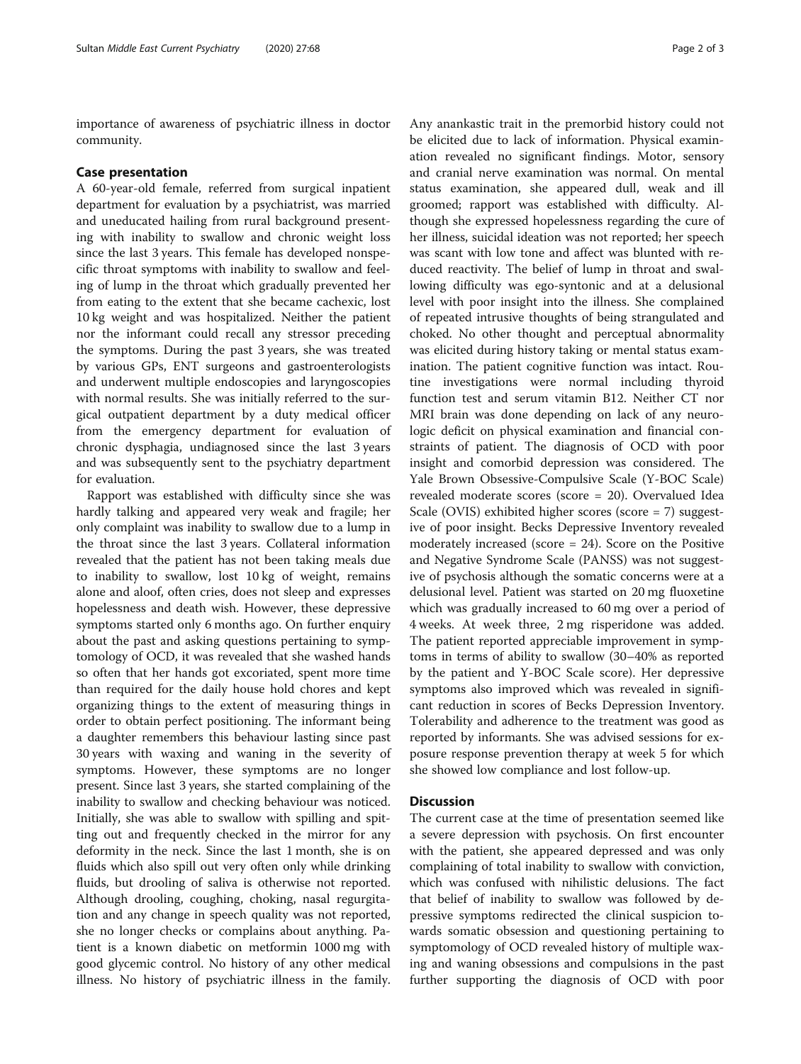importance of awareness of psychiatric illness in doctor community.

## Case presentation

A 60-year-old female, referred from surgical inpatient department for evaluation by a psychiatrist, was married and uneducated hailing from rural background presenting with inability to swallow and chronic weight loss since the last 3 years. This female has developed nonspecific throat symptoms with inability to swallow and feeling of lump in the throat which gradually prevented her from eating to the extent that she became cachexic, lost 10 kg weight and was hospitalized. Neither the patient nor the informant could recall any stressor preceding the symptoms. During the past 3 years, she was treated by various GPs, ENT surgeons and gastroenterologists and underwent multiple endoscopies and laryngoscopies with normal results. She was initially referred to the surgical outpatient department by a duty medical officer from the emergency department for evaluation of chronic dysphagia, undiagnosed since the last 3 years and was subsequently sent to the psychiatry department for evaluation.

Rapport was established with difficulty since she was hardly talking and appeared very weak and fragile; her only complaint was inability to swallow due to a lump in the throat since the last 3 years. Collateral information revealed that the patient has not been taking meals due to inability to swallow, lost 10 kg of weight, remains alone and aloof, often cries, does not sleep and expresses hopelessness and death wish. However, these depressive symptoms started only 6 months ago. On further enquiry about the past and asking questions pertaining to symptomatology of OCD, it was revealed that she washed hands so often that her hands got excoriated, spent more time than required for the daily house hold chores and kept organizing things to the extent of measuring things in order to obtain perfect positioning. The informant being a daughter remembers this behaviour lasting since past 30 years with waxing and waning in the severity of symptoms. However, these symptoms are no longer present. Since last 3 years, she started complaining of the inability to swallow and checking behaviour was noticed. Initially, she was able to swallow with spilling and spitting out and frequently checked in the mirror for any deformity in the neck. Since the last 1 month, she is on fluids which also spill out very often only while drinking fluids, but drooling of saliva is otherwise not reported. Although drooling, coughing, choking, nasal regurgitation and any change in speech quality was not reported, she no longer checks or complains about anything. Patient is a known diabetic on metformin 1000 mg with good glycemic control. No history of any other medical illness. No history of psychiatric illness in the family. Any anankastic trait in the premorbid history could not be elicited due to lack of information. Physical examination revealed no significant findings. Motor, sensory and cranial nerve examination was normal. On mental status examination, she appeared dull, weak and ill groomed; rapport was established with difficulty. Although she expressed hopelessness regarding the cure of her illness, suicidal ideation was not reported; her speech was scant with low tone and affect was blunted with reduced reactivity. The belief of lump in throat and swallowing difficulty was ego-syntonic and at a delusional level with poor insight into the illness. She complained of repeated intrusive thoughts of being strangulated and choked. No other thought and perceptual abnormality was elicited during history taking or mental status examination. The patient cognitive function was intact. Routine investigations were normal including thyroid function test and serum vitamin B12. Neither CT nor MRI brain was done depending on lack of any neurologic deficit on physical examination and financial constraints of patient. The diagnosis of OCD with poor insight and comorbid depression was considered. The Yale Brown Obsessive-Compulsive Scale (Y-BOC Scale) revealed moderate scores (score = 20). Overvalued Idea Scale (OVIS) exhibited higher scores (score = 7) suggestive of poor insight. Becks Depressive Inventory revealed moderately increased (score = 24). Score on the Positive and Negative Syndrome Scale (PANSS) was not suggestive of psychosis although the somatic concerns were at a delusional level. Patient was started on 20 mg fluoxetine which was gradually increased to 60 mg over a period of 4 weeks. At week three, 2 mg risperidone was added. The patient reported appreciable improvement in symptoms in terms of ability to swallow (30–40% as reported by the patient and Y-BOC Scale score). Her depressive symptoms also improved which was revealed in significant reduction in scores of Becks Depression Inventory. Tolerability and adherence to the treatment was good as reported by informants. She was advised sessions for exposure response prevention therapy at week 5 for which she showed low compliance and lost follow-up.

## Discussion

The current case at the time of presentation seemed like a severe depression with psychosis. On first encounter with the patient, she appeared depressed and was only complaining of total inability to swallow with conviction, which was confused with nihilistic delusions. The fact that belief of inability to swallow was followed by depressive symptoms redirected the clinical suspicion towards somatic obsession and questioning pertaining to symptomatology of OCD revealed history of multiple waxing and waning obsessions and compulsions in the past further supporting the diagnosis of OCD with poor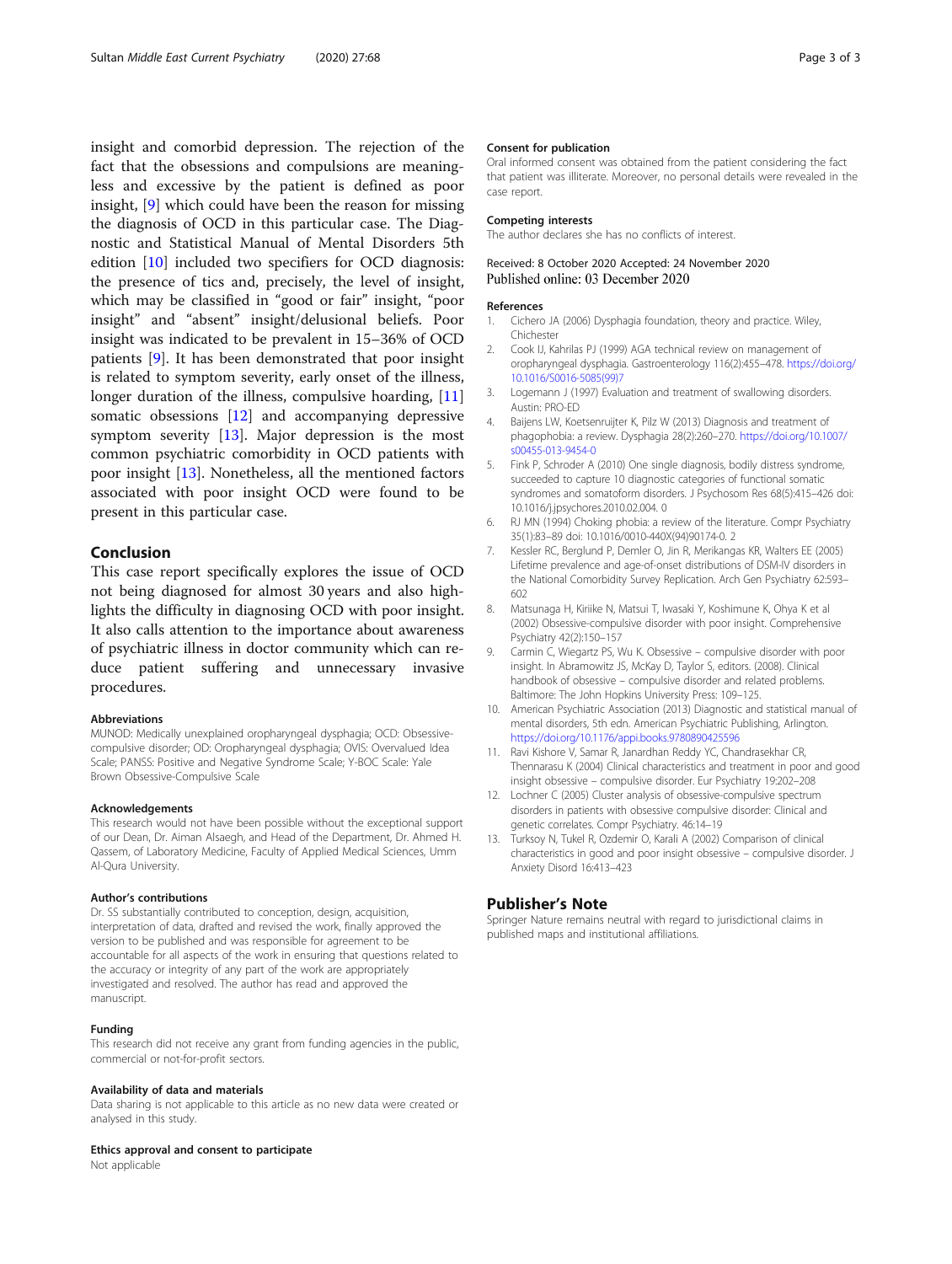insight and comorbid depression. The rejection of the fact that the obsessions and compulsions are meaningless and excessive by the patient is defined as poor insight, [9] which could have been the reason for missing the diagnosis of OCD in this particular case. The Diagnostic and Statistical Manual of Mental Disorders 5th edition [10] included two specifiers for OCD diagnosis: the presence of tics and, precisely, the level of insight, which may be classified in "good or fair" insight, "poor insight" and "absent" insight/delusional beliefs. Poor insight was indicated to be prevalent in 15–36% of OCD patients [9]. It has been demonstrated that poor insight is related to symptom severity, early onset of the illness, longer duration of the illness, compulsive hoarding, [11] somatic obsessions [12] and accompanying depressive symptom severity [13]. Major depression is the most common psychiatric comorbidity in OCD patients with poor insight [13]. Nonetheless, all the mentioned factors associated with poor insight OCD were found to be present in this particular case.

## Conclusion

This case report specifically explores the issue of OCD not being diagnosed for almost 30 years and also highlights the difficulty in diagnosing OCD with poor insight. It also calls attention to the importance about awareness of psychiatric illness in doctor community which can reduce patient suffering and unnecessary invasive procedures.

#### Abbreviations

MUNOD: Medically unexplained oropharyngeal dysphagia; OCD: Obsessive-compulsive disorder; OD: Oropharyngeal dysphagia; OVIS: Overvalued Idea Scale; PANSS: Positive and Negative Syndrome Scale; Y-BOC Scale: Yale Brown Obsessive-Compulsive Scale

#### Acknowledgements

This research would not have been possible without the exceptional support of our Dean, Dr. Aiman Alsaegh, and Head of the Department, Dr. Ahmed H. Qassem, of Laboratory Medicine, Faculty of Applied Medical Sciences, Umm Al-Qura University.

#### Author's contributions

Dr. SS substantially contributed to conception, design, acquisition, interpretation of data, drafted and revised the work, finally approved the version to be published and was responsible for agreement to be accountable for all aspects of the work in ensuring that questions related to the accuracy or integrity of any part of the work are appropriately investigated and resolved. The author has read and approved the manuscript.

#### Funding

This research did not receive any grant from funding agencies in the public, commercial or not-for-profit sectors.

#### Availability of data and materials

Data sharing is not applicable to this article as no new data were created or analysed in this study.

#### Ethics approval and consent to participate

Not applicable

#### Consent for publication

Oral informed consent was obtained from the patient considering the fact that patient was illiterate. Moreover, no personal details were revealed in the case report.

#### Competing interests

The author declares she has no conflicts of interest.

Received: 8 October 2020 Accepted: 24 November 2020
Published online: 03 December 2020

#### References

1. Cichero JA (2006) Dysphagia foundation, theory and practice. Wiley, Chichester
2. Cook IJ, Kahrilas PJ (1999) AGA technical review on management of oropharyngeal dysphagia. Gastroenterology 116(2):455–478. https://doi.org/10.1016/S0016-5085(99)7
3. Logemann J (1997) Evaluation and treatment of swallowing disorders. Austin: PRO-ED
4. Baijens LW, Koetsenruijter K, Pilz W (2013) Diagnosis and treatment of phagophobia: a review. Dysphagia 28(2):260–270. https://doi.org/10.1007/s00455-013-9454-0
5. Fink P, Schroder A (2010) One single diagnosis, bodily distress syndrome, succeeded to capture 10 diagnostic categories of functional somatic syndromes and somatoform disorders. J Psychosom Res 68(5):415–426 doi: 10.1016/j.jpsychores.2010.02.004. 0
6. RJ MN (1994) Choking phobia: a review of the literature. Compr Psychiatry 35(1):83–89 doi: 10.1016/0010-440X(94)90174-0. 2
7. Kessler RC, Berglund P, Demler O, Jin R, Merikangas KR, Walters EE (2005) Lifetime prevalence and age-of-onset distributions of DSM-IV disorders in the National Comorbidity Survey Replication. Arch Gen Psychiatry 62:593–602
8. Matsunaga H, Kiriike N, Matsui T, Iwasaki Y, Koshimune K, Ohya K et al (2002) Obsessive-compulsive disorder with poor insight. Comprehensive Psychiatry 42(2):150–157
9. Carmin C, Wiegartz PS, Wu K. Obsessive – compulsive disorder with poor insight. In Abramowitz JS, McKay D, Taylor S, editors. (2008). Clinical handbook of obsessive – compulsive disorder and related problems. Baltimore: The John Hopkins University Press: 109–125.
10. American Psychiatric Association (2013) Diagnostic and statistical manual of mental disorders, 5th edn. American Psychiatric Publishing, Arlington. https://doi.org/10.1176/appi.books.9780890425596
11. Ravi Kishore V, Samar R, Janardhan Reddy YC, Chandrasekhar CR, Thennarasu K (2004) Clinical characteristics and treatment in poor and good insight obsessive – compulsive disorder. Eur Psychiatry 19:202–208
12. Lochner C (2005) Cluster analysis of obsessive-compulsive spectrum disorders in patients with obsessive compulsive disorder: Clinical and genetic correlates. Compr Psychiatry. 46:14–19
13. Turksoy N, Tukel R, Ozdemir O, Karali A (2002) Comparison of clinical characteristics in good and poor insight obsessive – compulsive disorder. J Anxiety Disord 16:413–423

## Publisher's Note

Springer Nature remains neutral with regard to jurisdictional claims in published maps and institutional affiliations.